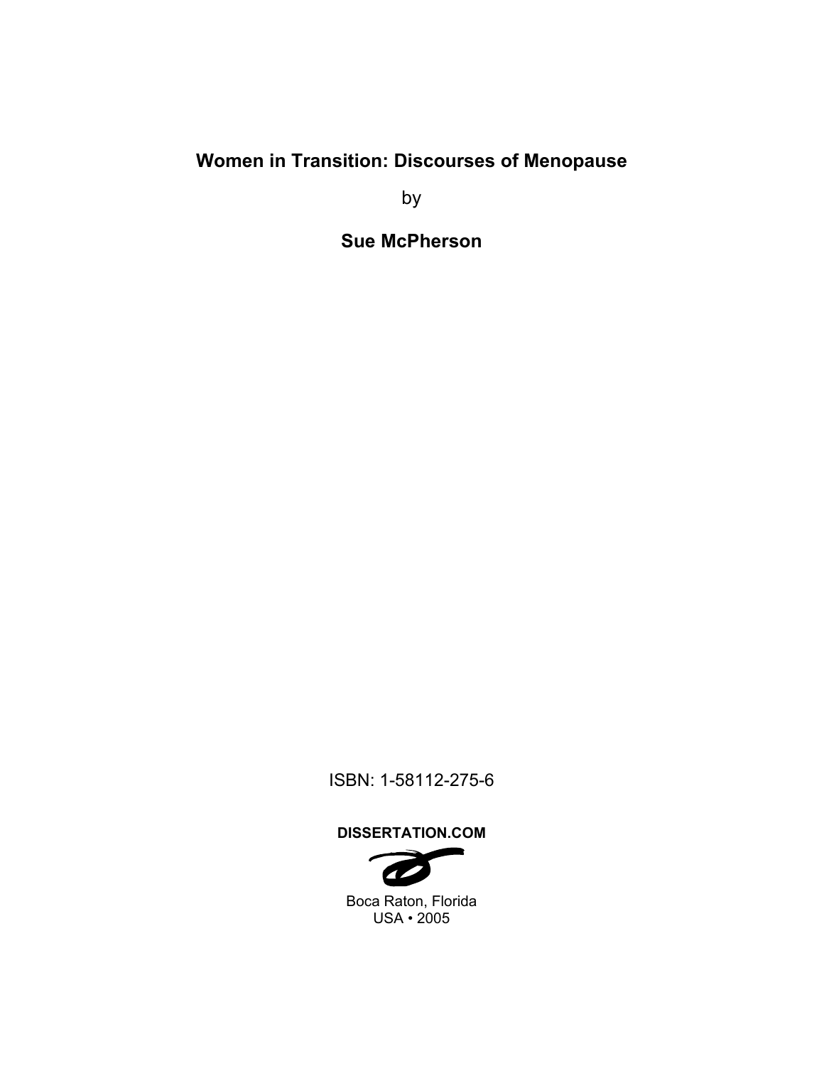# Women in Transition: Discourses of Menopause

by

**Sue McPherson**

ISBN: 1-58112-275-6

**DISSERTATION.COM**

Boca Raton, Florida
USA • 2005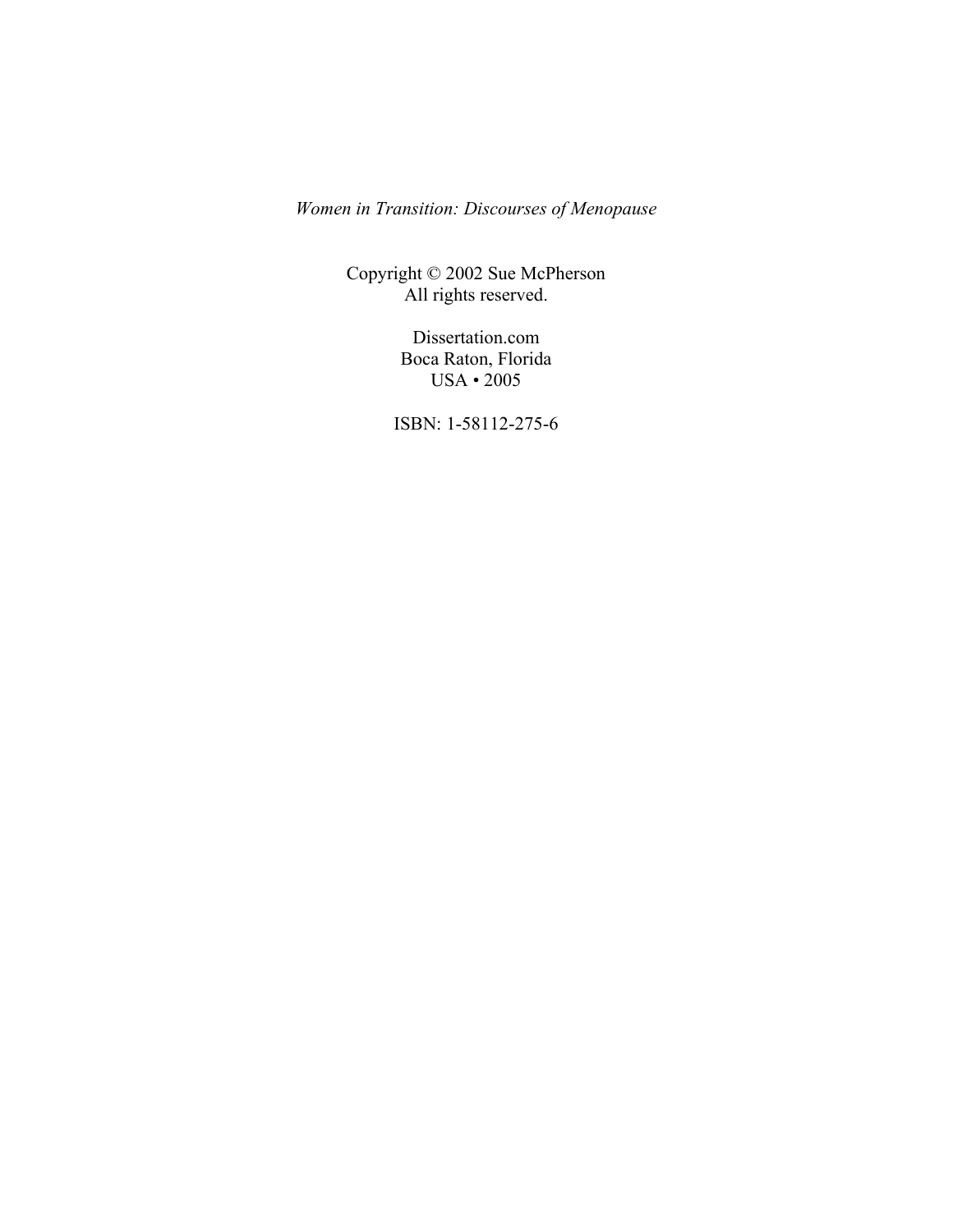*Women in Transition: Discourses of Menopause*

Copyright © 2002 Sue McPherson
All rights reserved.

Dissertation.com
Boca Raton, Florida
USA • 2005

ISBN: 1-58112-275-6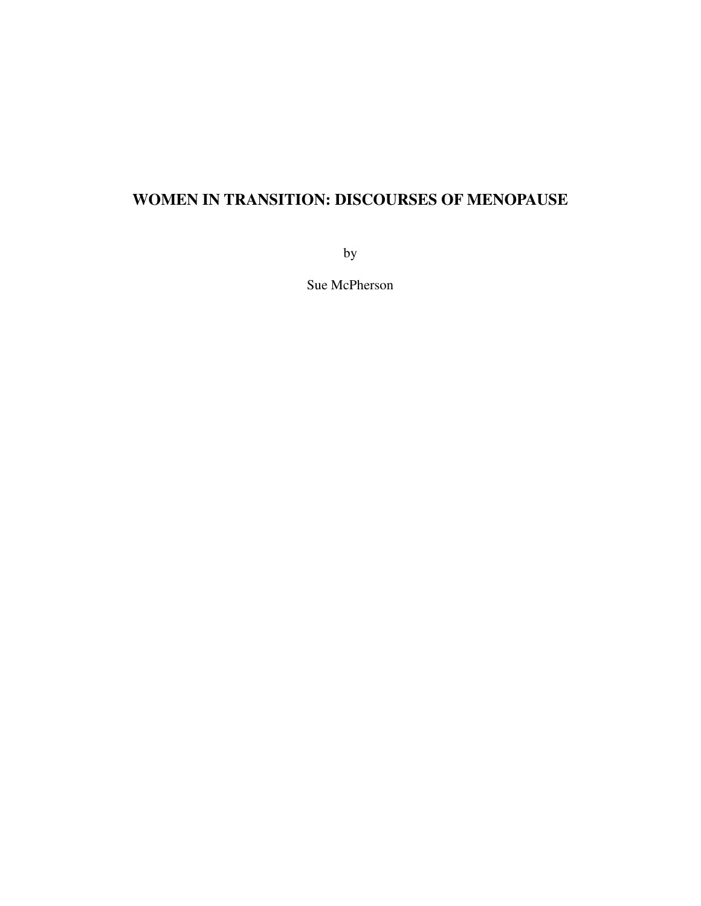# WOMEN IN TRANSITION: DISCOURSES OF MENOPAUSE

by

Sue McPherson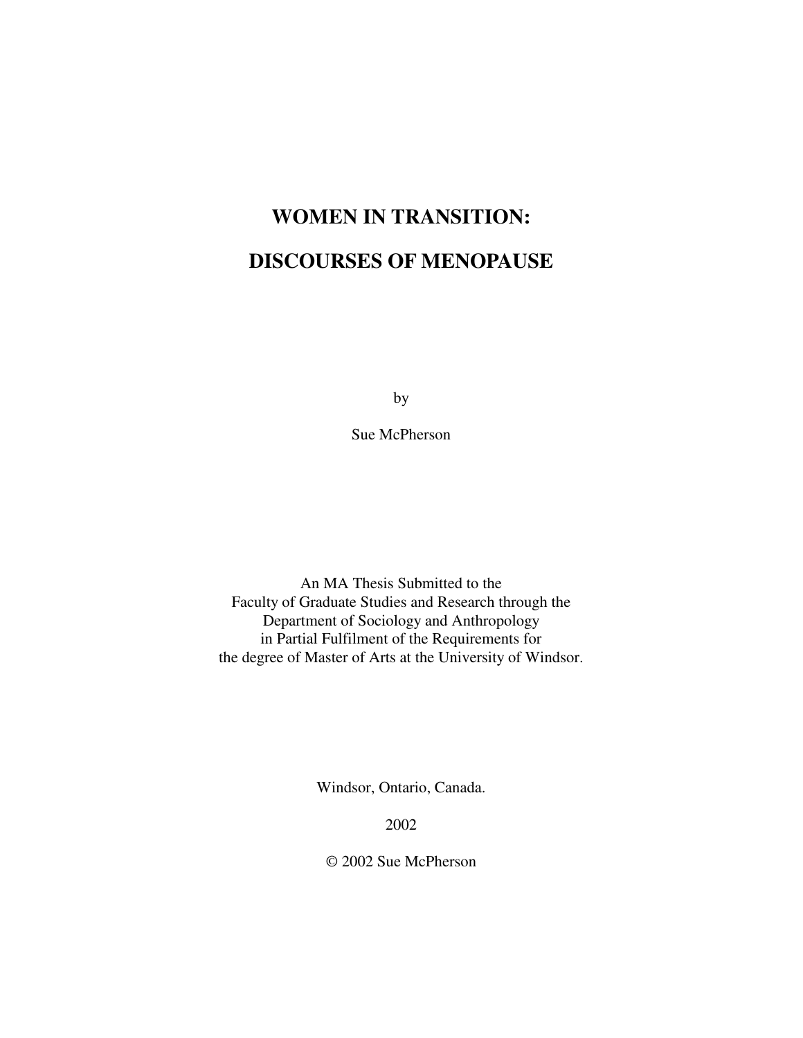# WOMEN IN TRANSITION:

# DISCOURSES OF MENOPAUSE

by

Sue McPherson

An MA Thesis Submitted to the
Faculty of Graduate Studies and Research through the
Department of Sociology and Anthropology
in Partial Fulfilment of the Requirements for
the degree of Master of Arts at the University of Windsor.

Windsor, Ontario, Canada.

2002

© 2002 Sue McPherson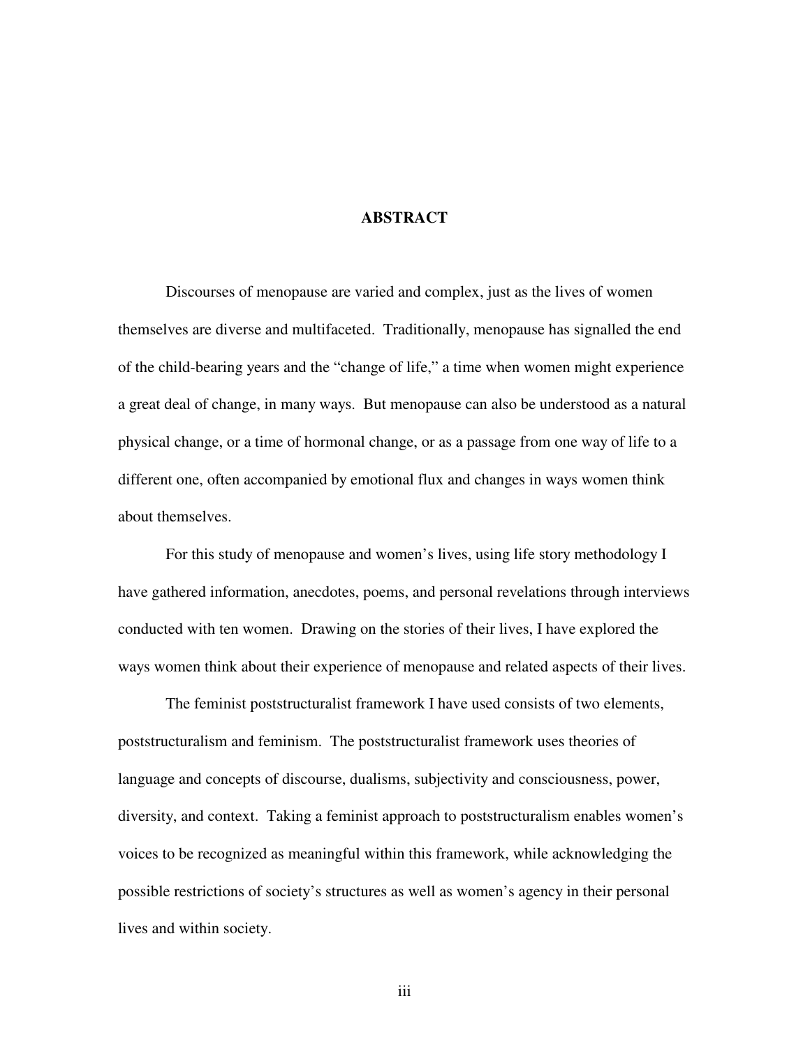# ABSTRACT

Discourses of menopause are varied and complex, just as the lives of women themselves are diverse and multifaceted. Traditionally, menopause has signalled the end of the child-bearing years and the "change of life," a time when women might experience a great deal of change, in many ways. But menopause can also be understood as a natural physical change, or a time of hormonal change, or as a passage from one way of life to a different one, often accompanied by emotional flux and changes in ways women think about themselves.

For this study of menopause and women's lives, using life story methodology I have gathered information, anecdotes, poems, and personal revelations through interviews conducted with ten women. Drawing on the stories of their lives, I have explored the ways women think about their experience of menopause and related aspects of their lives.

The feminist poststructuralist framework I have used consists of two elements, poststructuralism and feminism. The poststructuralist framework uses theories of language and concepts of discourse, dualisms, subjectivity and consciousness, power, diversity, and context. Taking a feminist approach to poststructuralism enables women's voices to be recognized as meaningful within this framework, while acknowledging the possible restrictions of society's structures as well as women's agency in their personal lives and within society.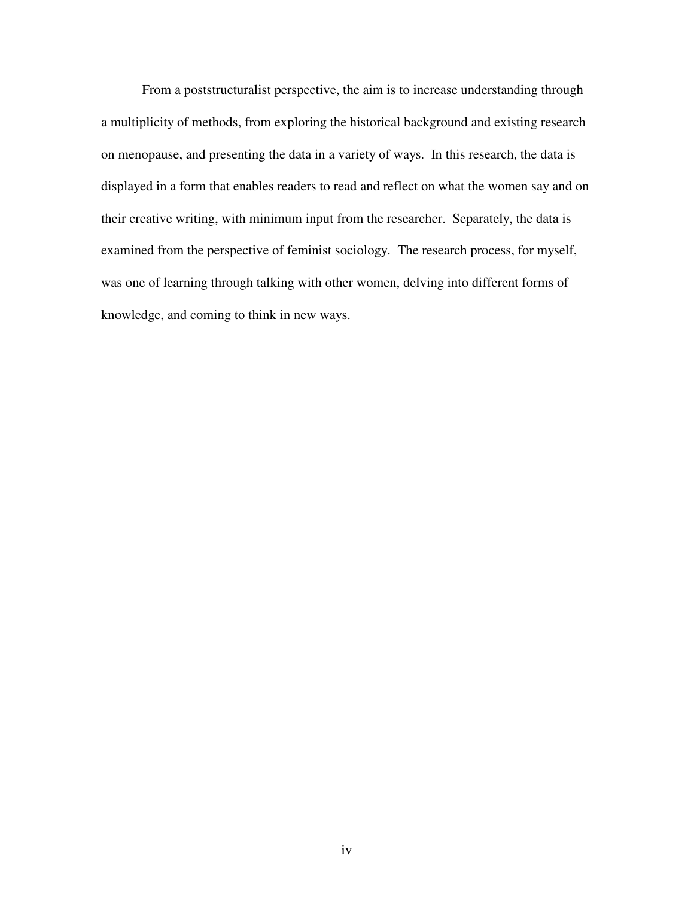From a poststructuralist perspective, the aim is to increase understanding through a multiplicity of methods, from exploring the historical background and existing research on menopause, and presenting the data in a variety of ways. In this research, the data is displayed in a form that enables readers to read and reflect on what the women say and on their creative writing, with minimum input from the researcher. Separately, the data is examined from the perspective of feminist sociology. The research process, for myself, was one of learning through talking with other women, delving into different forms of knowledge, and coming to think in new ways.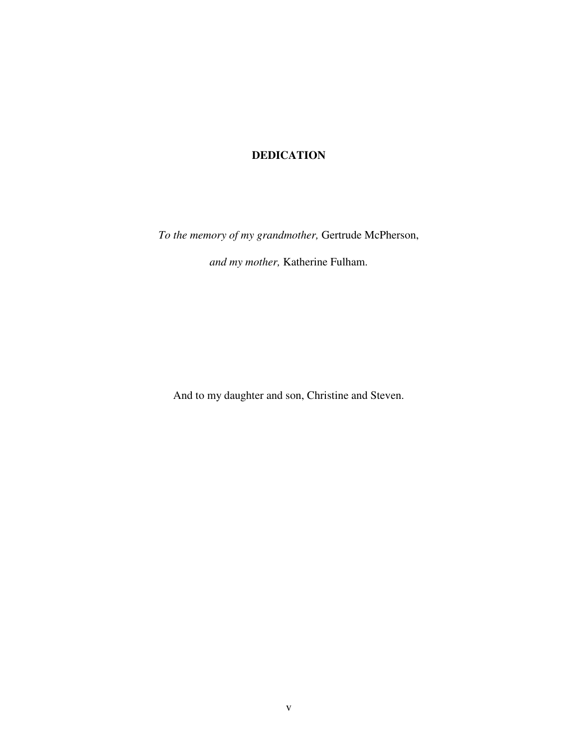# DEDICATION

*To the memory of my grandmother,* Gertrude McPherson,

*and my mother,* Katherine Fulham.

And to my daughter and son, Christine and Steven.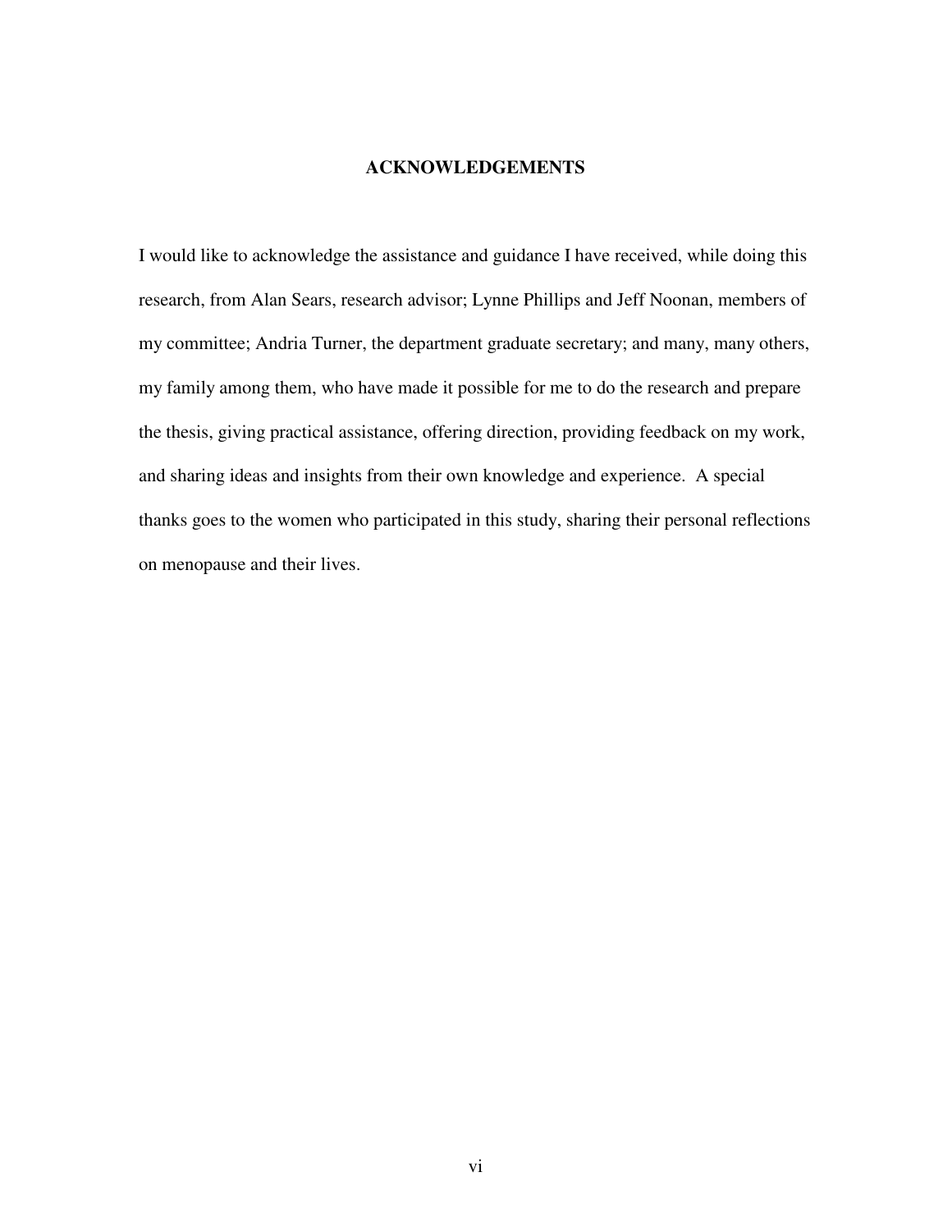# ACKNOWLEDGEMENTS

I would like to acknowledge the assistance and guidance I have received, while doing this research, from Alan Sears, research advisor; Lynne Phillips and Jeff Noonan, members of my committee; Andria Turner, the department graduate secretary; and many, many others, my family among them, who have made it possible for me to do the research and prepare the thesis, giving practical assistance, offering direction, providing feedback on my work, and sharing ideas and insights from their own knowledge and experience. A special thanks goes to the women who participated in this study, sharing their personal reflections on menopause and their lives.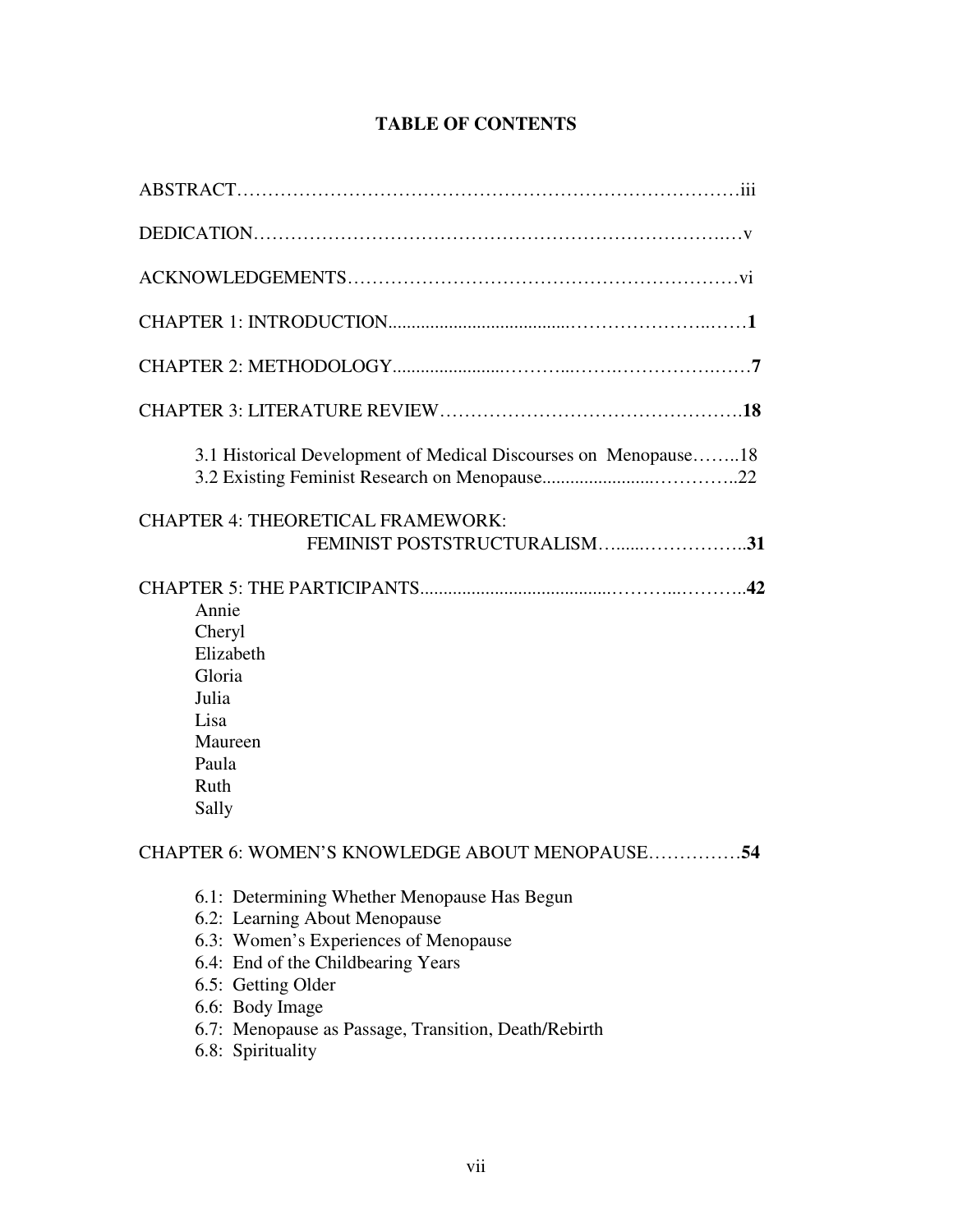## TABLE OF CONTENTS

ABSTRACT……………………………………………………………………iii

DEDICATION……………………………………………………………………v

ACKNOWLEDGEMENTS………………………………………………………vi

CHAPTER 1: INTRODUCTION……………………………………………**1**

CHAPTER 2: METHODOLOGY……………………………………………**7**

CHAPTER 3: LITERATURE REVIEW……………………………………**18**

- 3.1 Historical Development of Medical Discourses on Menopause……..18
- 3.2 Existing Feminist Research on Menopause…………………………..22

CHAPTER 4: THEORETICAL FRAMEWORK: FEMINIST POSTSTRUCTURALISM……………………..**31**

CHAPTER 5: THE PARTICIPANTS………………………………………**42**

- Annie
- Cheryl
- Elizabeth
- Gloria
- Julia
- Lisa
- Maureen
- Paula
- Ruth
- Sally

CHAPTER 6: WOMEN'S KNOWLEDGE ABOUT MENOPAUSE……………**54**

- 6.1: Determining Whether Menopause Has Begun
- 6.2: Learning About Menopause
- 6.3: Women's Experiences of Menopause
- 6.4: End of the Childbearing Years
- 6.5: Getting Older
- 6.6: Body Image
- 6.7: Menopause as Passage, Transition, Death/Rebirth
- 6.8: Spirituality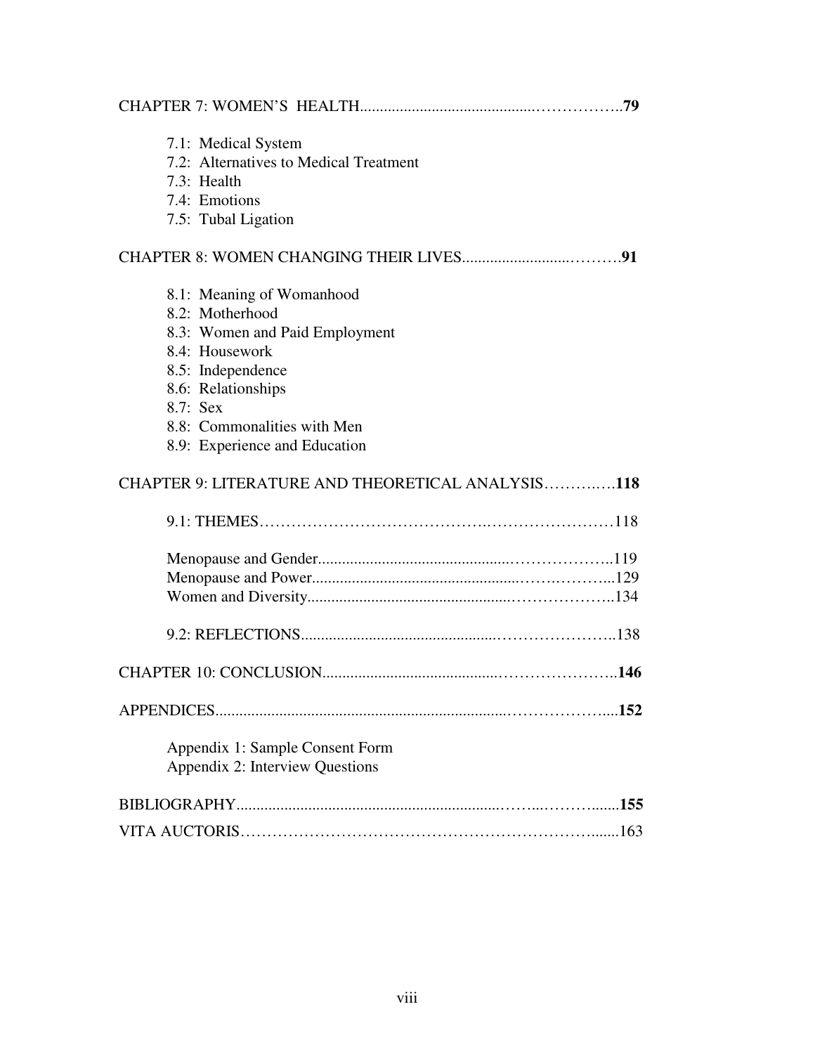CHAPTER 7: WOMEN'S HEALTH……………………………………………………**79**

- 7.1: Medical System
- 7.2: Alternatives to Medical Treatment
- 7.3: Health
- 7.4: Emotions
- 7.5: Tubal Ligation

CHAPTER 8: WOMEN CHANGING THEIR LIVES………………………………**91**

- 8.1: Meaning of Womanhood
- 8.2: Motherhood
- 8.3: Women and Paid Employment
- 8.4: Housework
- 8.5: Independence
- 8.6: Relationships
- 8.7: Sex
- 8.8: Commonalities with Men
- 8.9: Experience and Education

CHAPTER 9: LITERATURE AND THEORETICAL ANALYSIS……………**118**

9.1: THEMES……………………………………………………………118

Menopause and Gender……………………………………………119
Menopause and Power………………………………………………129
Women and Diversity………………………………………………134

9.2: REFLECTIONS………………………………………………………138

CHAPTER 10: CONCLUSION………………………………………………**146**

APPENDICES…………………………………………………………………**152**

Appendix 1: Sample Consent Form
Appendix 2: Interview Questions

BIBLIOGRAPHY………………………………………………………………**155**

VITA AUCTORIS………………………………………………………………163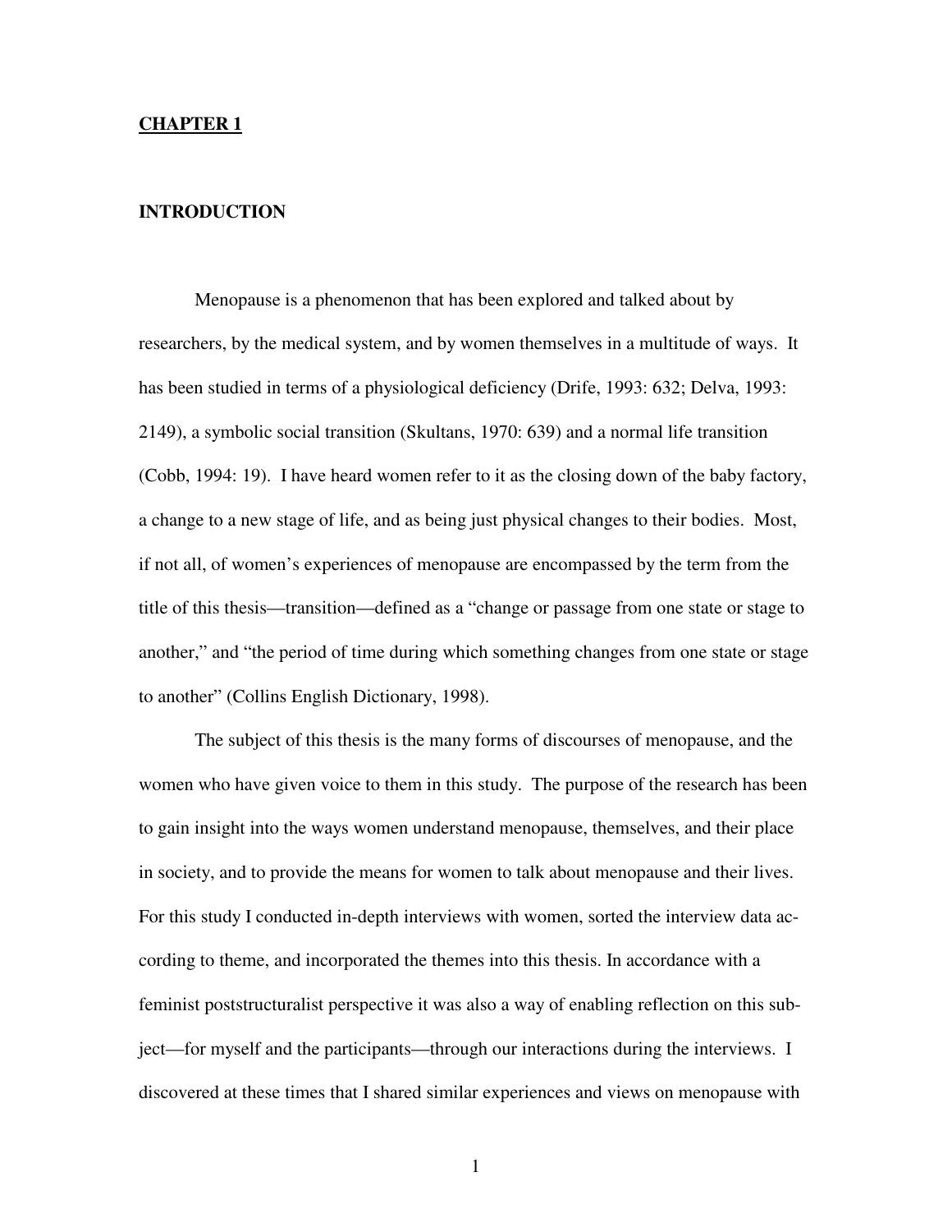# CHAPTER 1

## INTRODUCTION

Menopause is a phenomenon that has been explored and talked about by researchers, by the medical system, and by women themselves in a multitude of ways. It has been studied in terms of a physiological deficiency (Drife, 1993: 632; Delva, 1993: 2149), a symbolic social transition (Skultans, 1970: 639) and a normal life transition (Cobb, 1994: 19). I have heard women refer to it as the closing down of the baby factory, a change to a new stage of life, and as being just physical changes to their bodies. Most, if not all, of women's experiences of menopause are encompassed by the term from the title of this thesis—transition—defined as a "change or passage from one state or stage to another," and "the period of time during which something changes from one state or stage to another" (Collins English Dictionary, 1998).

The subject of this thesis is the many forms of discourses of menopause, and the women who have given voice to them in this study. The purpose of the research has been to gain insight into the ways women understand menopause, themselves, and their place in society, and to provide the means for women to talk about menopause and their lives. For this study I conducted in-depth interviews with women, sorted the interview data according to theme, and incorporated the themes into this thesis. In accordance with a feminist poststructuralist perspective it was also a way of enabling reflection on this subject—for myself and the participants—through our interactions during the interviews. I discovered at these times that I shared similar experiences and views on menopause with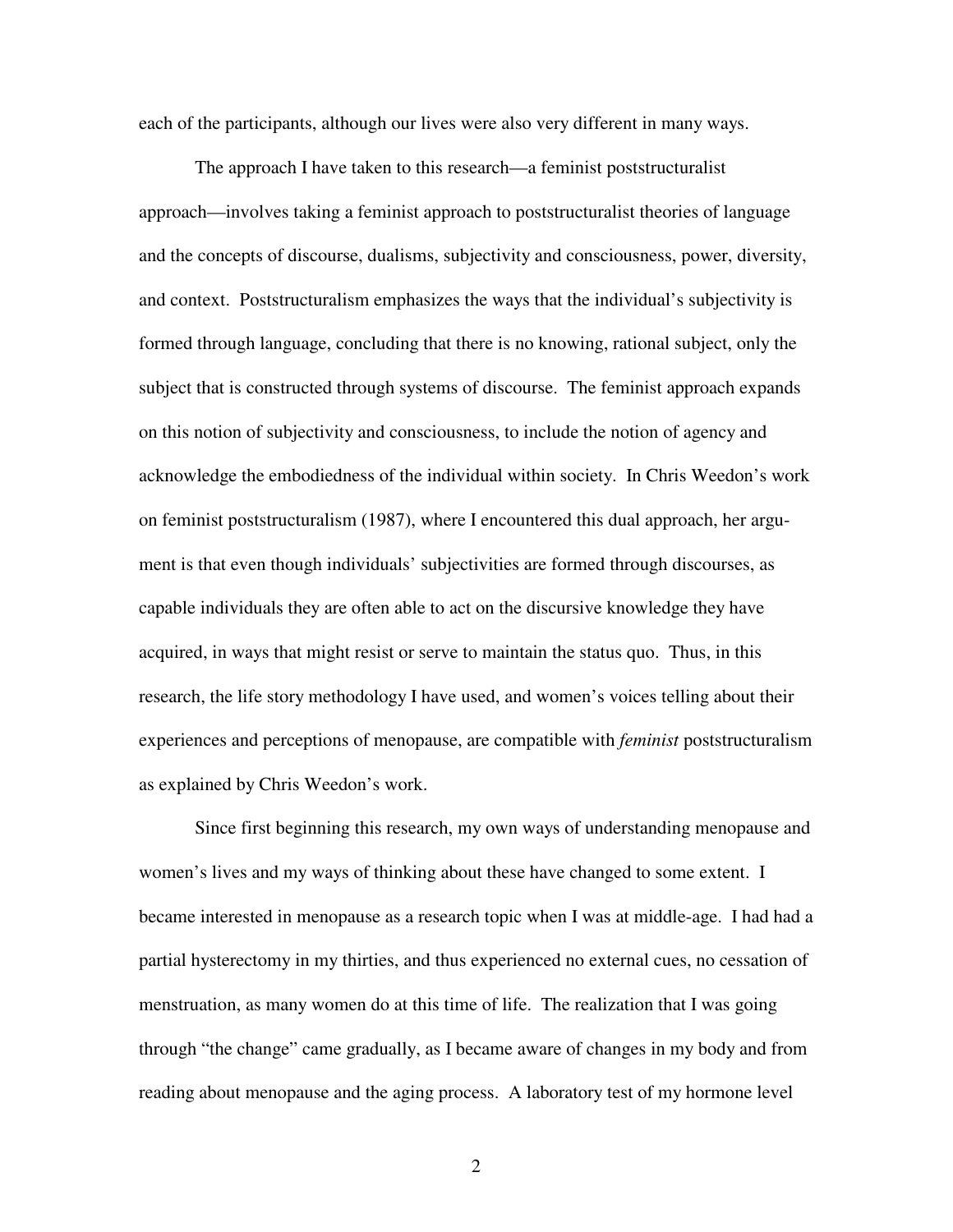each of the participants, although our lives were also very different in many ways.

The approach I have taken to this research—a feminist poststructuralist approach—involves taking a feminist approach to poststructuralist theories of language and the concepts of discourse, dualisms, subjectivity and consciousness, power, diversity, and context. Poststructuralism emphasizes the ways that the individual's subjectivity is formed through language, concluding that there is no knowing, rational subject, only the subject that is constructed through systems of discourse. The feminist approach expands on this notion of subjectivity and consciousness, to include the notion of agency and acknowledge the embodiedness of the individual within society. In Chris Weedon's work on feminist poststructuralism (1987), where I encountered this dual approach, her argument is that even though individuals' subjectivities are formed through discourses, as capable individuals they are often able to act on the discursive knowledge they have acquired, in ways that might resist or serve to maintain the status quo. Thus, in this research, the life story methodology I have used, and women's voices telling about their experiences and perceptions of menopause, are compatible with *feminist* poststructuralism as explained by Chris Weedon's work.

Since first beginning this research, my own ways of understanding menopause and women's lives and my ways of thinking about these have changed to some extent. I became interested in menopause as a research topic when I was at middle-age. I had had a partial hysterectomy in my thirties, and thus experienced no external cues, no cessation of menstruation, as many women do at this time of life. The realization that I was going through "the change" came gradually, as I became aware of changes in my body and from reading about menopause and the aging process. A laboratory test of my hormone level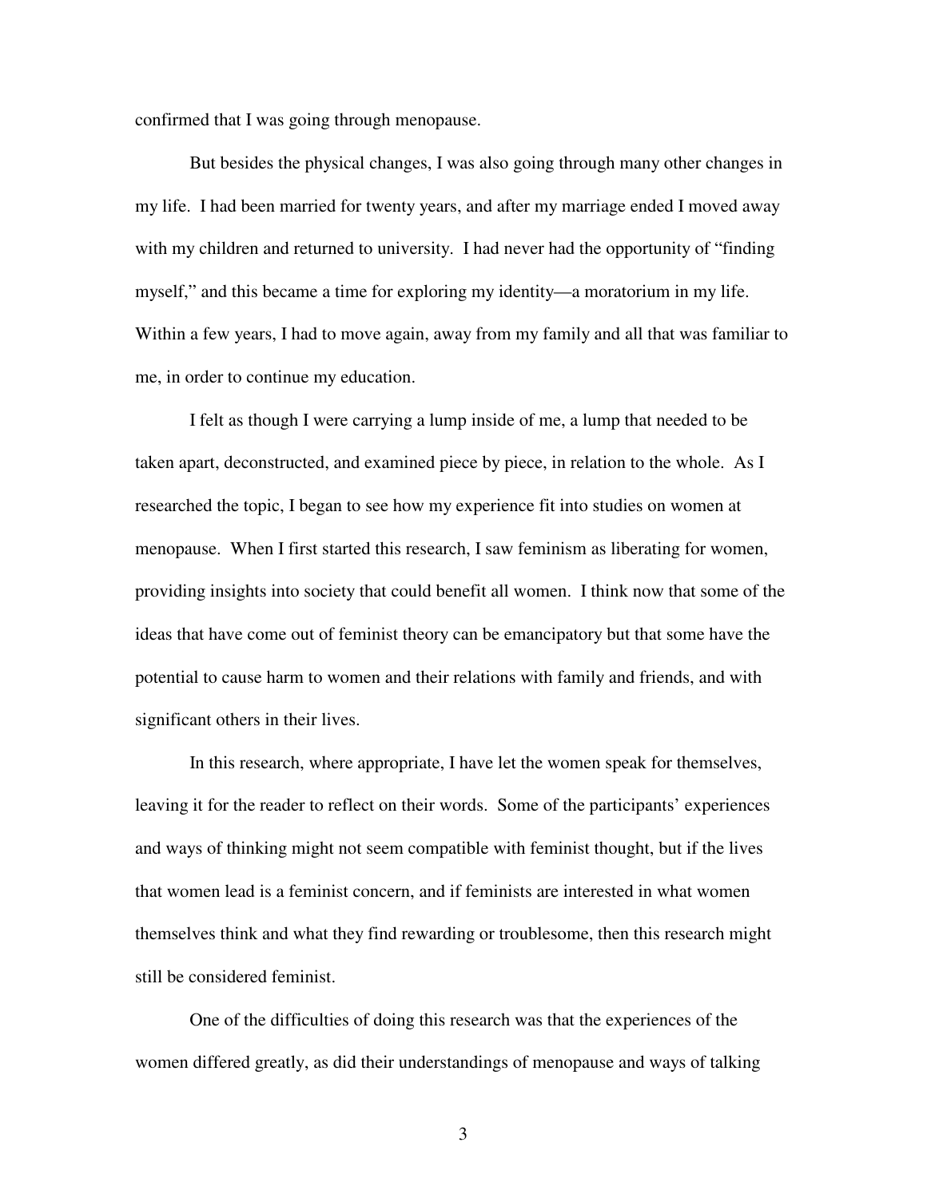confirmed that I was going through menopause.

But besides the physical changes, I was also going through many other changes in my life. I had been married for twenty years, and after my marriage ended I moved away with my children and returned to university. I had never had the opportunity of "finding myself," and this became a time for exploring my identity—a moratorium in my life. Within a few years, I had to move again, away from my family and all that was familiar to me, in order to continue my education.

I felt as though I were carrying a lump inside of me, a lump that needed to be taken apart, deconstructed, and examined piece by piece, in relation to the whole. As I researched the topic, I began to see how my experience fit into studies on women at menopause. When I first started this research, I saw feminism as liberating for women, providing insights into society that could benefit all women. I think now that some of the ideas that have come out of feminist theory can be emancipatory but that some have the potential to cause harm to women and their relations with family and friends, and with significant others in their lives.

In this research, where appropriate, I have let the women speak for themselves, leaving it for the reader to reflect on their words. Some of the participants' experiences and ways of thinking might not seem compatible with feminist thought, but if the lives that women lead is a feminist concern, and if feminists are interested in what women themselves think and what they find rewarding or troublesome, then this research might still be considered feminist.

One of the difficulties of doing this research was that the experiences of the women differed greatly, as did their understandings of menopause and ways of talking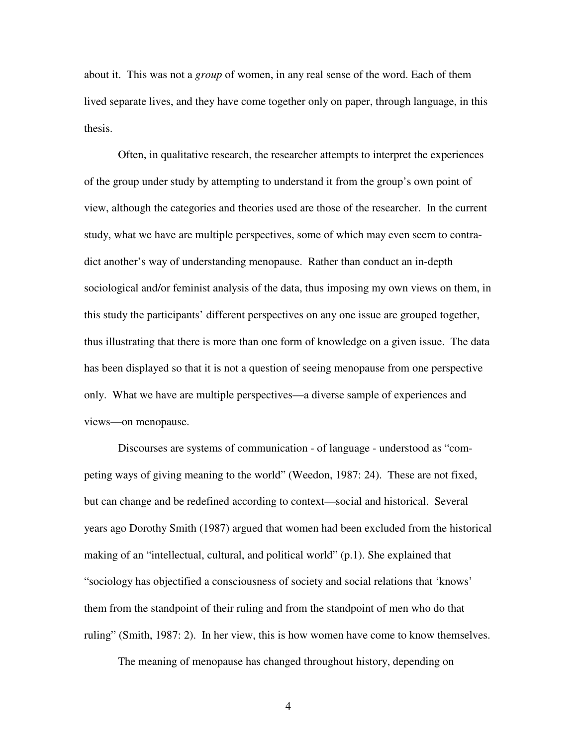about it. This was not a *group* of women, in any real sense of the word. Each of them lived separate lives, and they have come together only on paper, through language, in this thesis.

Often, in qualitative research, the researcher attempts to interpret the experiences of the group under study by attempting to understand it from the group's own point of view, although the categories and theories used are those of the researcher. In the current study, what we have are multiple perspectives, some of which may even seem to contradict another's way of understanding menopause. Rather than conduct an in-depth sociological and/or feminist analysis of the data, thus imposing my own views on them, in this study the participants' different perspectives on any one issue are grouped together, thus illustrating that there is more than one form of knowledge on a given issue. The data has been displayed so that it is not a question of seeing menopause from one perspective only. What we have are multiple perspectives—a diverse sample of experiences and views—on menopause.

Discourses are systems of communication - of language - understood as "competing ways of giving meaning to the world" (Weedon, 1987: 24). These are not fixed, but can change and be redefined according to context—social and historical. Several years ago Dorothy Smith (1987) argued that women had been excluded from the historical making of an "intellectual, cultural, and political world" (p.1). She explained that "sociology has objectified a consciousness of society and social relations that 'knows' them from the standpoint of their ruling and from the standpoint of men who do that ruling" (Smith, 1987: 2). In her view, this is how women have come to know themselves.

The meaning of menopause has changed throughout history, depending on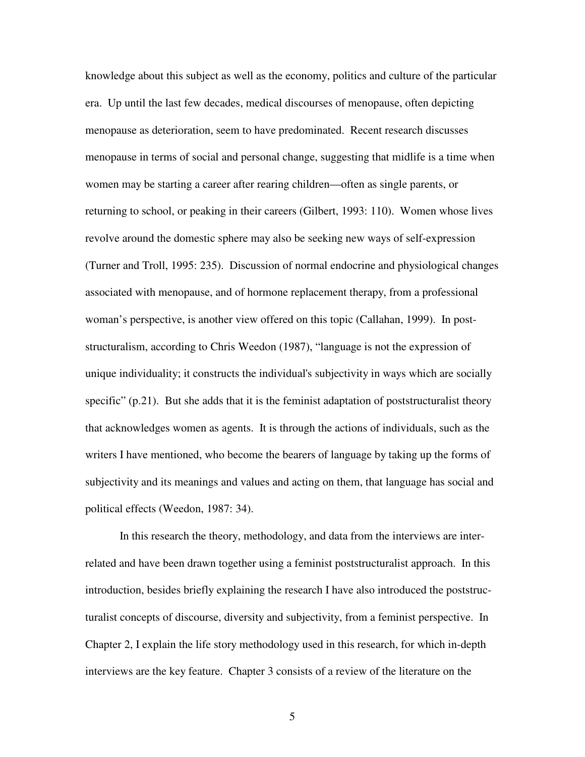knowledge about this subject as well as the economy, politics and culture of the particular era. Up until the last few decades, medical discourses of menopause, often depicting menopause as deterioration, seem to have predominated. Recent research discusses menopause in terms of social and personal change, suggesting that midlife is a time when women may be starting a career after rearing children—often as single parents, or returning to school, or peaking in their careers (Gilbert, 1993: 110). Women whose lives revolve around the domestic sphere may also be seeking new ways of self-expression (Turner and Troll, 1995: 235). Discussion of normal endocrine and physiological changes associated with menopause, and of hormone replacement therapy, from a professional woman's perspective, is another view offered on this topic (Callahan, 1999). In post-structuralism, according to Chris Weedon (1987), "language is not the expression of unique individuality; it constructs the individual's subjectivity in ways which are socially specific" (p.21). But she adds that it is the feminist adaptation of poststructuralist theory that acknowledges women as agents. It is through the actions of individuals, such as the writers I have mentioned, who become the bearers of language by taking up the forms of subjectivity and its meanings and values and acting on them, that language has social and political effects (Weedon, 1987: 34).

In this research the theory, methodology, and data from the interviews are inter-related and have been drawn together using a feminist poststructuralist approach. In this introduction, besides briefly explaining the research I have also introduced the poststructuralist concepts of discourse, diversity and subjectivity, from a feminist perspective. In Chapter 2, I explain the life story methodology used in this research, for which in-depth interviews are the key feature. Chapter 3 consists of a review of the literature on the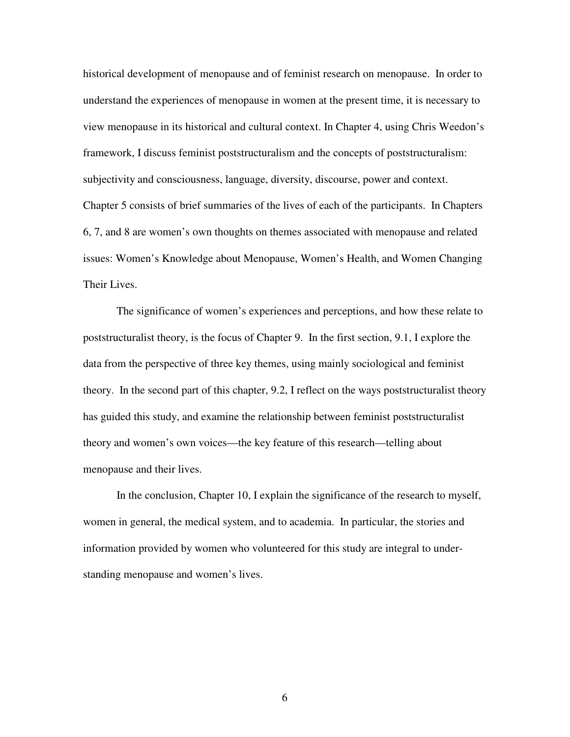historical development of menopause and of feminist research on menopause. In order to understand the experiences of menopause in women at the present time, it is necessary to view menopause in its historical and cultural context. In Chapter 4, using Chris Weedon's framework, I discuss feminist poststructuralism and the concepts of poststructuralism: subjectivity and consciousness, language, diversity, discourse, power and context. Chapter 5 consists of brief summaries of the lives of each of the participants. In Chapters 6, 7, and 8 are women's own thoughts on themes associated with menopause and related issues: Women's Knowledge about Menopause, Women's Health, and Women Changing Their Lives.

The significance of women's experiences and perceptions, and how these relate to poststructuralist theory, is the focus of Chapter 9. In the first section, 9.1, I explore the data from the perspective of three key themes, using mainly sociological and feminist theory. In the second part of this chapter, 9.2, I reflect on the ways poststructuralist theory has guided this study, and examine the relationship between feminist poststructuralist theory and women's own voices—the key feature of this research—telling about menopause and their lives.

In the conclusion, Chapter 10, I explain the significance of the research to myself, women in general, the medical system, and to academia. In particular, the stories and information provided by women who volunteered for this study are integral to understanding menopause and women's lives.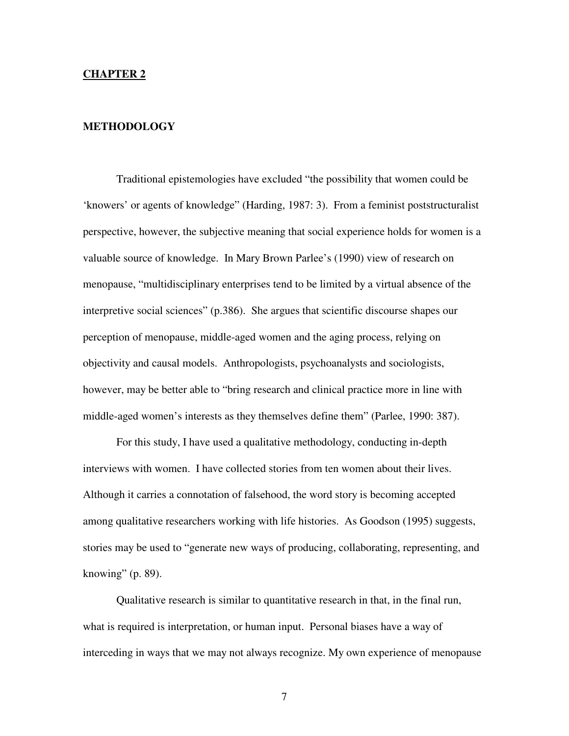## CHAPTER 2

### METHODOLOGY

Traditional epistemologies have excluded "the possibility that women could be 'knowers' or agents of knowledge" (Harding, 1987: 3). From a feminist poststructuralist perspective, however, the subjective meaning that social experience holds for women is a valuable source of knowledge. In Mary Brown Parlee's (1990) view of research on menopause, "multidisciplinary enterprises tend to be limited by a virtual absence of the interpretive social sciences" (p.386). She argues that scientific discourse shapes our perception of menopause, middle-aged women and the aging process, relying on objectivity and causal models. Anthropologists, psychoanalysts and sociologists, however, may be better able to "bring research and clinical practice more in line with middle-aged women's interests as they themselves define them" (Parlee, 1990: 387).

For this study, I have used a qualitative methodology, conducting in-depth interviews with women. I have collected stories from ten women about their lives. Although it carries a connotation of falsehood, the word story is becoming accepted among qualitative researchers working with life histories. As Goodson (1995) suggests, stories may be used to "generate new ways of producing, collaborating, representing, and knowing" (p. 89).

Qualitative research is similar to quantitative research in that, in the final run, what is required is interpretation, or human input. Personal biases have a way of interceding in ways that we may not always recognize. My own experience of menopause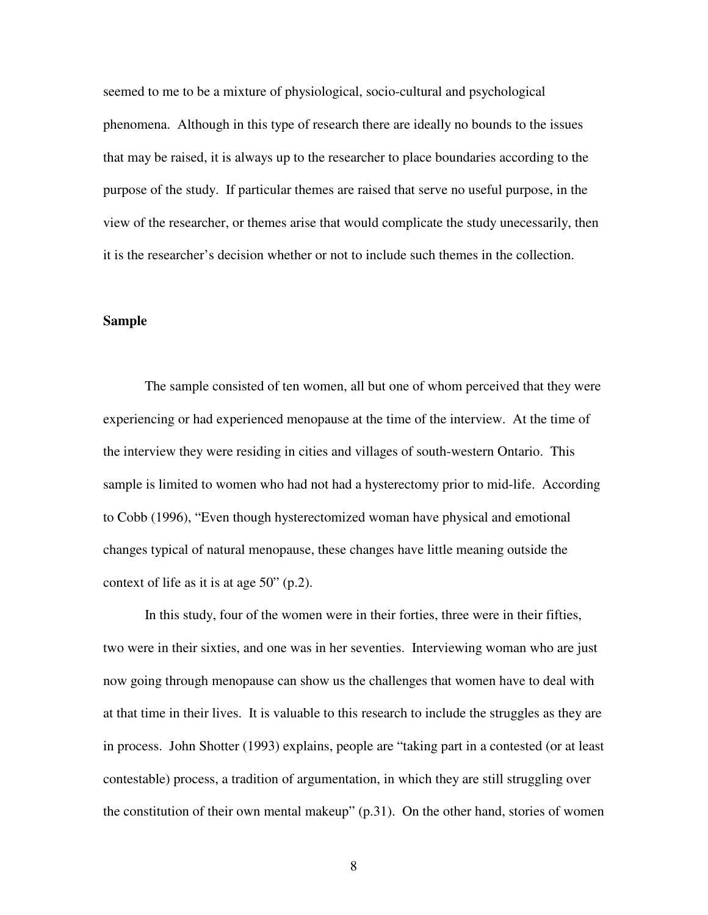seemed to me to be a mixture of physiological, socio-cultural and psychological phenomena. Although in this type of research there are ideally no bounds to the issues that may be raised, it is always up to the researcher to place boundaries according to the purpose of the study. If particular themes are raised that serve no useful purpose, in the view of the researcher, or themes arise that would complicate the study unecessarily, then it is the researcher's decision whether or not to include such themes in the collection.

**Sample**

The sample consisted of ten women, all but one of whom perceived that they were experiencing or had experienced menopause at the time of the interview. At the time of the interview they were residing in cities and villages of south-western Ontario. This sample is limited to women who had not had a hysterectomy prior to mid-life. According to Cobb (1996), "Even though hysterectomized woman have physical and emotional changes typical of natural menopause, these changes have little meaning outside the context of life as it is at age 50" (p.2).

In this study, four of the women were in their forties, three were in their fifties, two were in their sixties, and one was in her seventies. Interviewing woman who are just now going through menopause can show us the challenges that women have to deal with at that time in their lives. It is valuable to this research to include the struggles as they are in process. John Shotter (1993) explains, people are "taking part in a contested (or at least contestable) process, a tradition of argumentation, in which they are still struggling over the constitution of their own mental makeup" (p.31). On the other hand, stories of women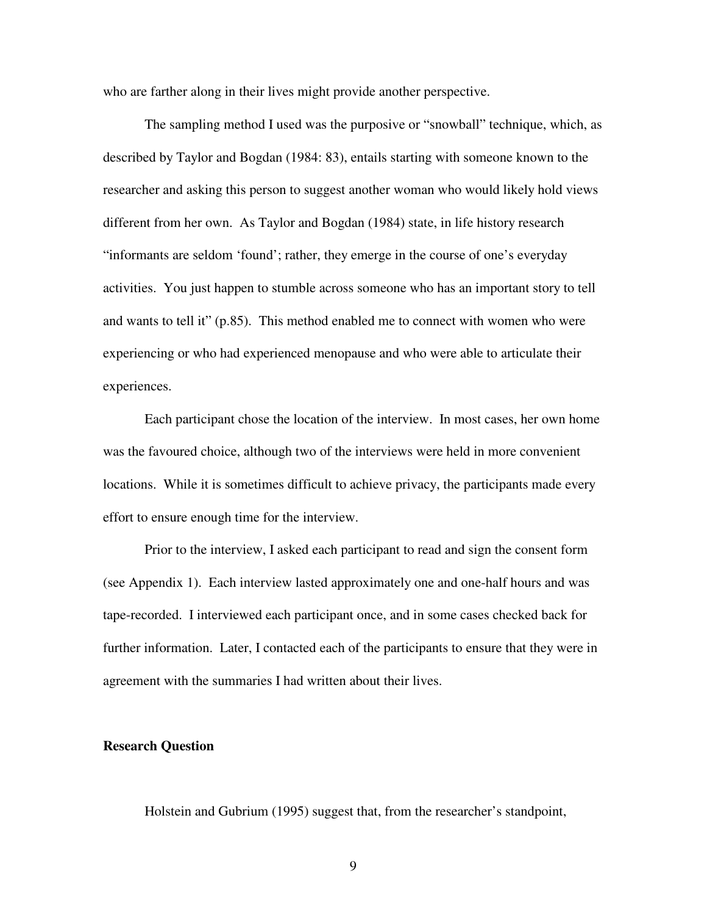who are farther along in their lives might provide another perspective.

The sampling method I used was the purposive or "snowball" technique, which, as described by Taylor and Bogdan (1984: 83), entails starting with someone known to the researcher and asking this person to suggest another woman who would likely hold views different from her own. As Taylor and Bogdan (1984) state, in life history research "informants are seldom 'found'; rather, they emerge in the course of one's everyday activities. You just happen to stumble across someone who has an important story to tell and wants to tell it" (p.85). This method enabled me to connect with women who were experiencing or who had experienced menopause and who were able to articulate their experiences.

Each participant chose the location of the interview. In most cases, her own home was the favoured choice, although two of the interviews were held in more convenient locations. While it is sometimes difficult to achieve privacy, the participants made every effort to ensure enough time for the interview.

Prior to the interview, I asked each participant to read and sign the consent form (see Appendix 1). Each interview lasted approximately one and one-half hours and was tape-recorded. I interviewed each participant once, and in some cases checked back for further information. Later, I contacted each of the participants to ensure that they were in agreement with the summaries I had written about their lives.

**Research Question**

Holstein and Gubrium (1995) suggest that, from the researcher's standpoint,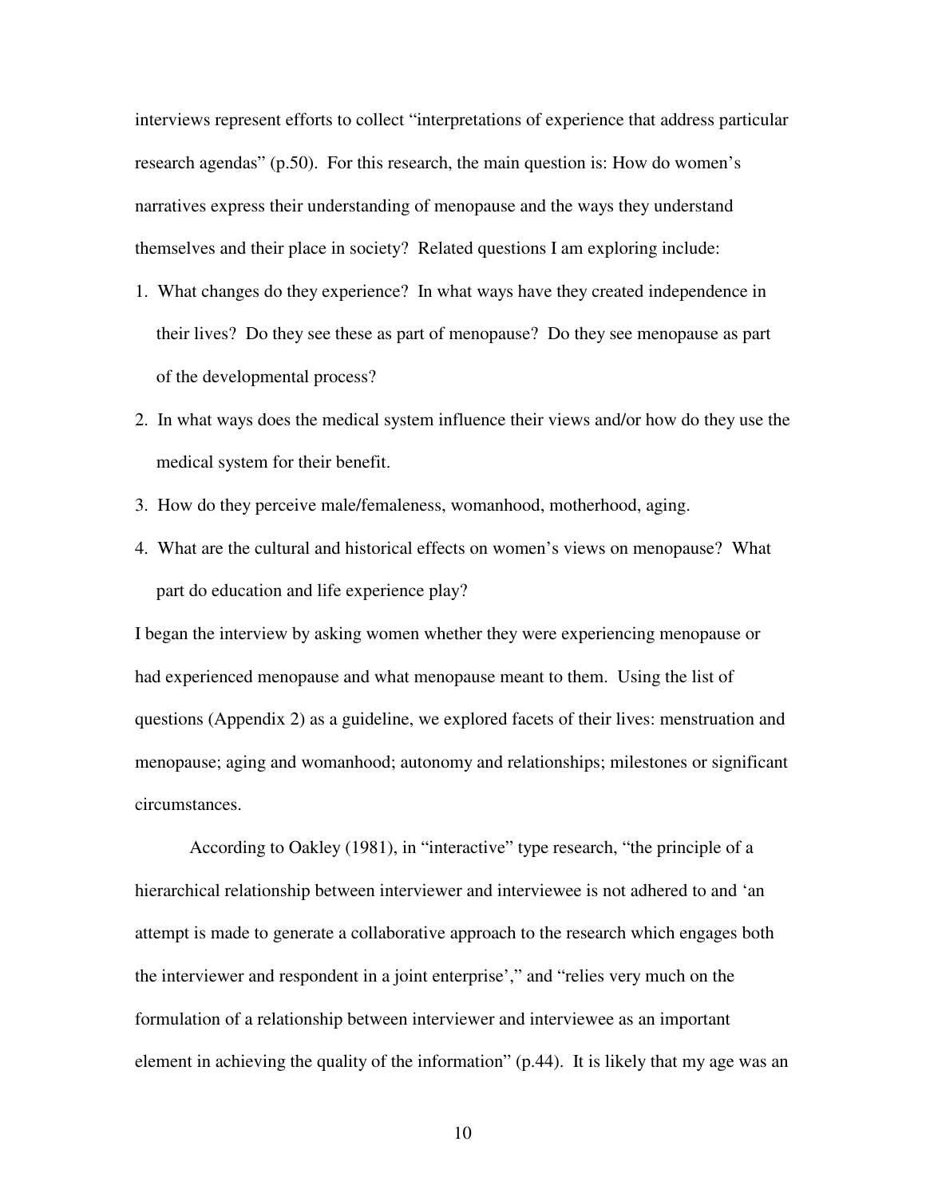interviews represent efforts to collect "interpretations of experience that address particular research agendas" (p.50). For this research, the main question is: How do women's narratives express their understanding of menopause and the ways they understand themselves and their place in society? Related questions I am exploring include:

1. What changes do they experience? In what ways have they created independence in their lives? Do they see these as part of menopause? Do they see menopause as part of the developmental process?
2. In what ways does the medical system influence their views and/or how do they use the medical system for their benefit.
3. How do they perceive male/femaleness, womanhood, motherhood, aging.
4. What are the cultural and historical effects on women's views on menopause? What part do education and life experience play?

I began the interview by asking women whether they were experiencing menopause or had experienced menopause and what menopause meant to them. Using the list of questions (Appendix 2) as a guideline, we explored facets of their lives: menstruation and menopause; aging and womanhood; autonomy and relationships; milestones or significant circumstances.

According to Oakley (1981), in "interactive" type research, "the principle of a hierarchical relationship between interviewer and interviewee is not adhered to and 'an attempt is made to generate a collaborative approach to the research which engages both the interviewer and respondent in a joint enterprise'," and "relies very much on the formulation of a relationship between interviewer and interviewee as an important element in achieving the quality of the information" (p.44). It is likely that my age was an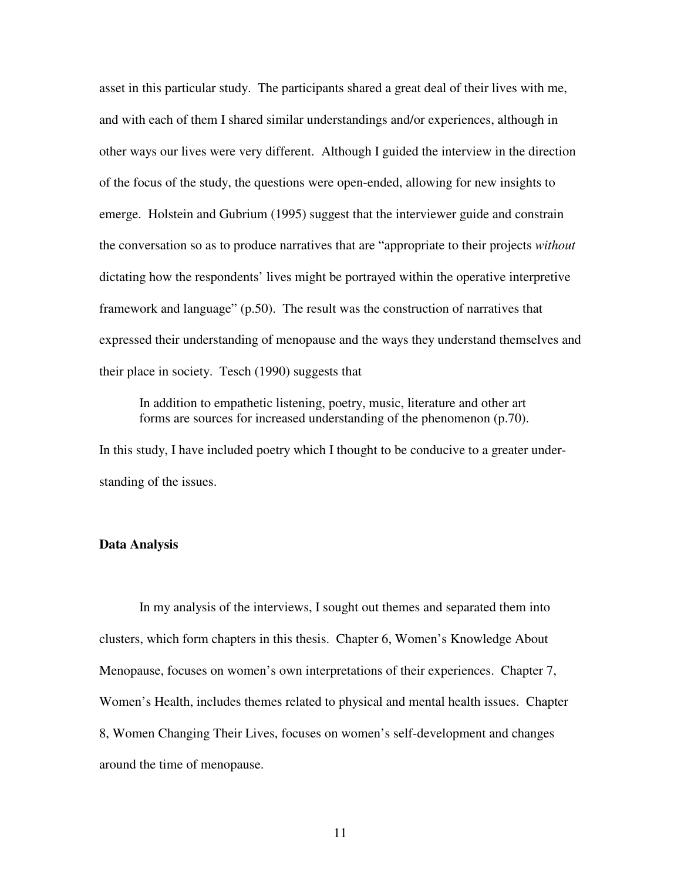asset in this particular study. The participants shared a great deal of their lives with me, and with each of them I shared similar understandings and/or experiences, although in other ways our lives were very different. Although I guided the interview in the direction of the focus of the study, the questions were open-ended, allowing for new insights to emerge. Holstein and Gubrium (1995) suggest that the interviewer guide and constrain the conversation so as to produce narratives that are "appropriate to their projects *without* dictating how the respondents' lives might be portrayed within the operative interpretive framework and language" (p.50). The result was the construction of narratives that expressed their understanding of menopause and the ways they understand themselves and their place in society. Tesch (1990) suggests that

> In addition to empathetic listening, poetry, music, literature and other art forms are sources for increased understanding of the phenomenon (p.70).

In this study, I have included poetry which I thought to be conducive to a greater understanding of the issues.

**Data Analysis**

In my analysis of the interviews, I sought out themes and separated them into clusters, which form chapters in this thesis. Chapter 6, Women's Knowledge About Menopause, focuses on women's own interpretations of their experiences. Chapter 7, Women's Health, includes themes related to physical and mental health issues. Chapter 8, Women Changing Their Lives, focuses on women's self-development and changes around the time of menopause.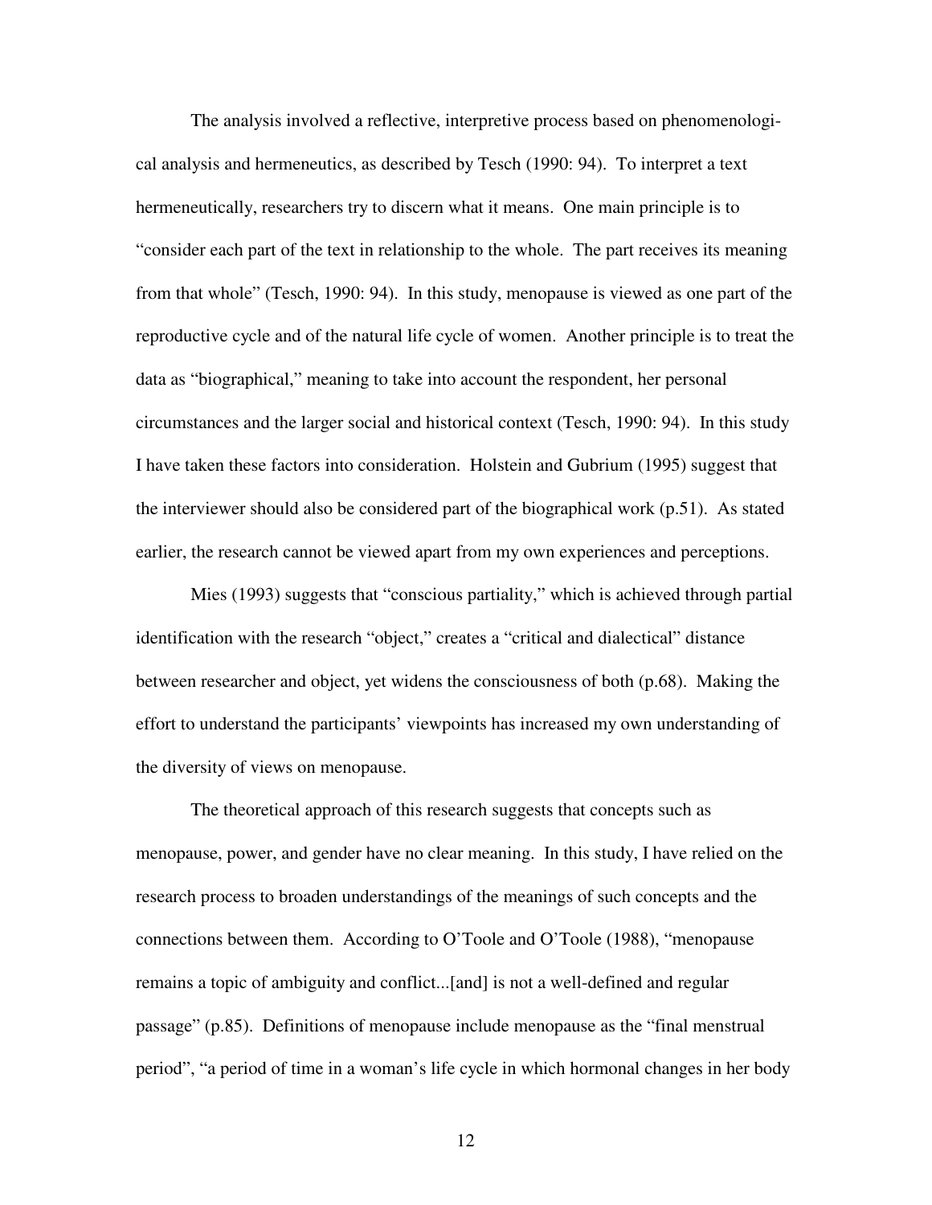The analysis involved a reflective, interpretive process based on phenomenological analysis and hermeneutics, as described by Tesch (1990: 94). To interpret a text hermeneutically, researchers try to discern what it means. One main principle is to "consider each part of the text in relationship to the whole. The part receives its meaning from that whole" (Tesch, 1990: 94). In this study, menopause is viewed as one part of the reproductive cycle and of the natural life cycle of women. Another principle is to treat the data as "biographical," meaning to take into account the respondent, her personal circumstances and the larger social and historical context (Tesch, 1990: 94). In this study I have taken these factors into consideration. Holstein and Gubrium (1995) suggest that the interviewer should also be considered part of the biographical work (p.51). As stated earlier, the research cannot be viewed apart from my own experiences and perceptions.

Mies (1993) suggests that "conscious partiality," which is achieved through partial identification with the research "object," creates a "critical and dialectical" distance between researcher and object, yet widens the consciousness of both (p.68). Making the effort to understand the participants' viewpoints has increased my own understanding of the diversity of views on menopause.

The theoretical approach of this research suggests that concepts such as menopause, power, and gender have no clear meaning. In this study, I have relied on the research process to broaden understandings of the meanings of such concepts and the connections between them. According to O'Toole and O'Toole (1988), "menopause remains a topic of ambiguity and conflict...[and] is not a well-defined and regular passage" (p.85). Definitions of menopause include menopause as the "final menstrual period", "a period of time in a woman's life cycle in which hormonal changes in her body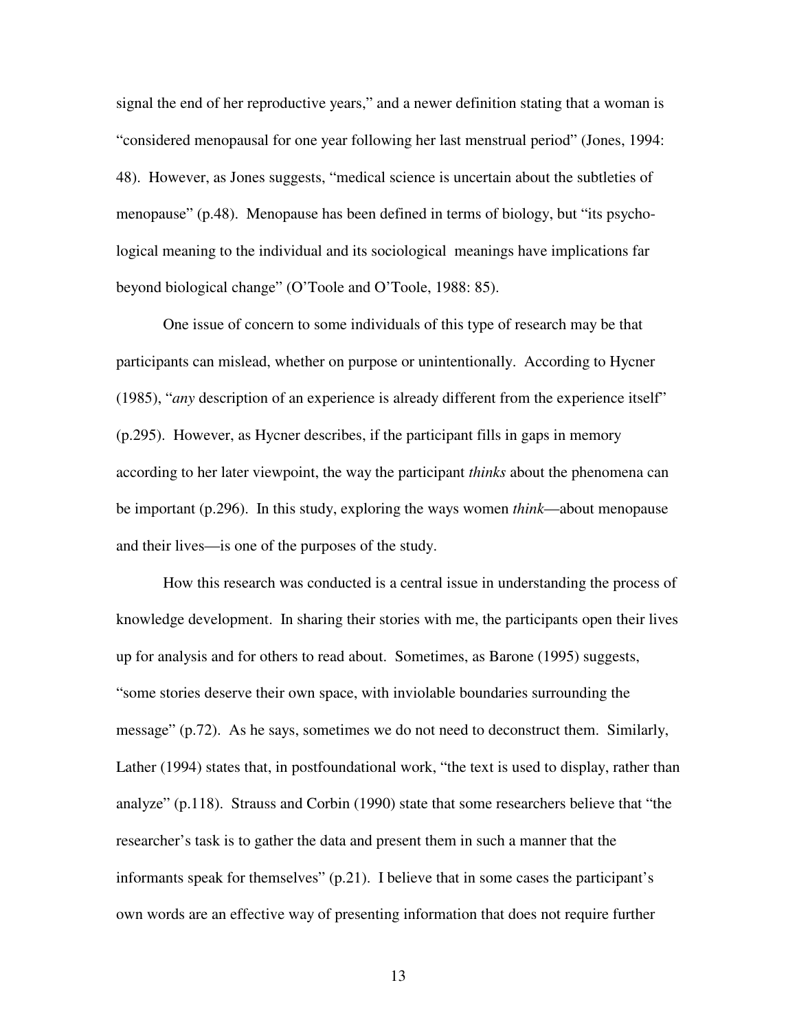signal the end of her reproductive years," and a newer definition stating that a woman is "considered menopausal for one year following her last menstrual period" (Jones, 1994: 48). However, as Jones suggests, "medical science is uncertain about the subtleties of menopause" (p.48). Menopause has been defined in terms of biology, but "its psychological meaning to the individual and its sociological meanings have implications far beyond biological change" (O'Toole and O'Toole, 1988: 85).

One issue of concern to some individuals of this type of research may be that participants can mislead, whether on purpose or unintentionally. According to Hycner (1985), "*any* description of an experience is already different from the experience itself" (p.295). However, as Hycner describes, if the participant fills in gaps in memory according to her later viewpoint, the way the participant *thinks* about the phenomena can be important (p.296). In this study, exploring the ways women *think*—about menopause and their lives—is one of the purposes of the study.

How this research was conducted is a central issue in understanding the process of knowledge development. In sharing their stories with me, the participants open their lives up for analysis and for others to read about. Sometimes, as Barone (1995) suggests, "some stories deserve their own space, with inviolable boundaries surrounding the message" (p.72). As he says, sometimes we do not need to deconstruct them. Similarly, Lather (1994) states that, in postfoundational work, "the text is used to display, rather than analyze" (p.118). Strauss and Corbin (1990) state that some researchers believe that "the researcher's task is to gather the data and present them in such a manner that the informants speak for themselves" (p.21). I believe that in some cases the participant's own words are an effective way of presenting information that does not require further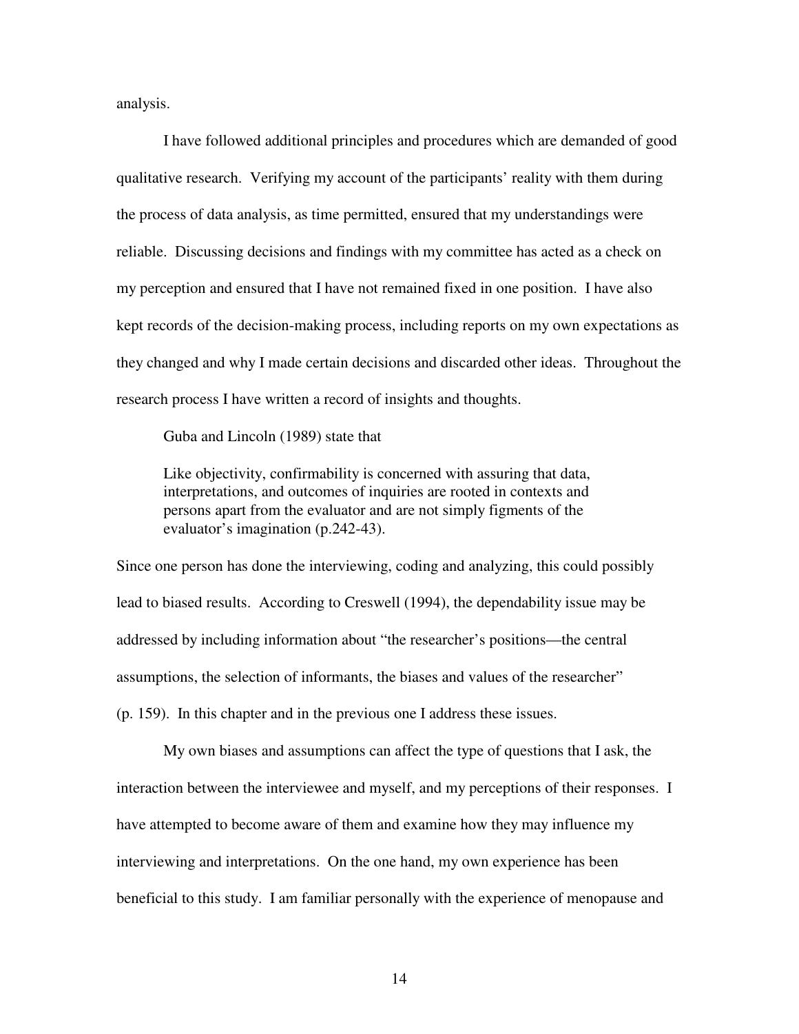analysis.

I have followed additional principles and procedures which are demanded of good qualitative research. Verifying my account of the participants' reality with them during the process of data analysis, as time permitted, ensured that my understandings were reliable. Discussing decisions and findings with my committee has acted as a check on my perception and ensured that I have not remained fixed in one position. I have also kept records of the decision-making process, including reports on my own expectations as they changed and why I made certain decisions and discarded other ideas. Throughout the research process I have written a record of insights and thoughts.

Guba and Lincoln (1989) state that

> Like objectivity, confirmability is concerned with assuring that data, interpretations, and outcomes of inquiries are rooted in contexts and persons apart from the evaluator and are not simply figments of the evaluator's imagination (p.242-43).

Since one person has done the interviewing, coding and analyzing, this could possibly lead to biased results. According to Creswell (1994), the dependability issue may be addressed by including information about "the researcher's positions—the central assumptions, the selection of informants, the biases and values of the researcher" (p. 159). In this chapter and in the previous one I address these issues.

My own biases and assumptions can affect the type of questions that I ask, the interaction between the interviewee and myself, and my perceptions of their responses. I have attempted to become aware of them and examine how they may influence my interviewing and interpretations. On the one hand, my own experience has been beneficial to this study. I am familiar personally with the experience of menopause and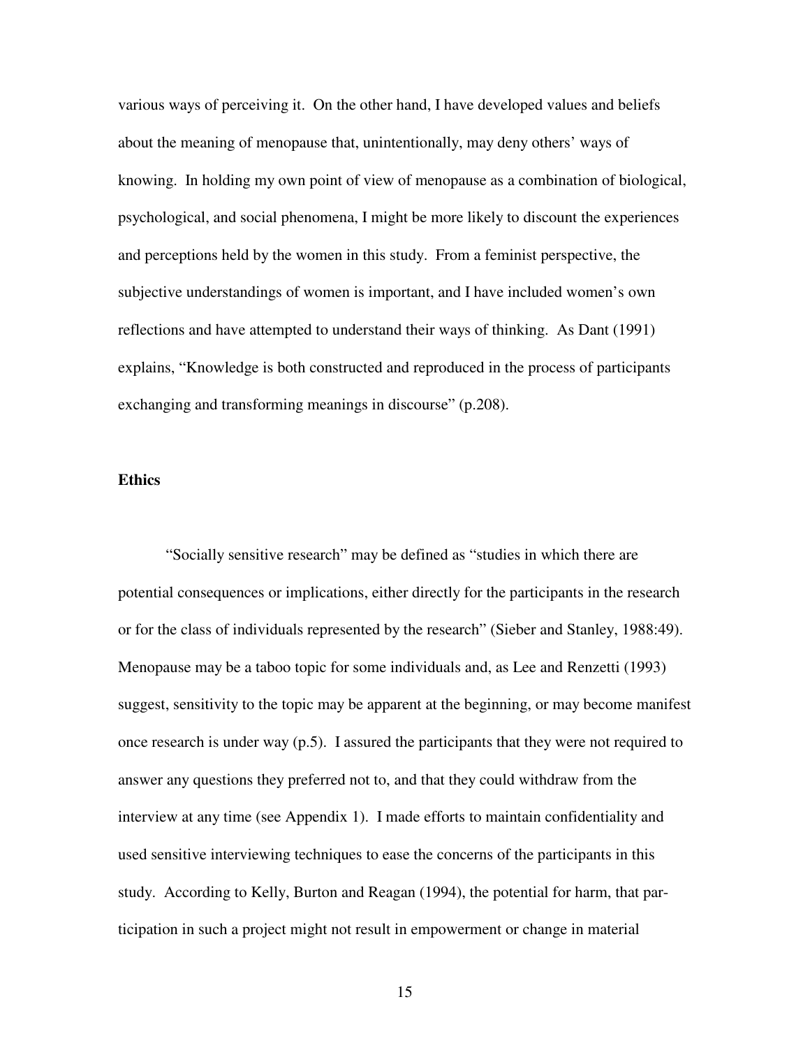various ways of perceiving it. On the other hand, I have developed values and beliefs about the meaning of menopause that, unintentionally, may deny others' ways of knowing. In holding my own point of view of menopause as a combination of biological, psychological, and social phenomena, I might be more likely to discount the experiences and perceptions held by the women in this study. From a feminist perspective, the subjective understandings of women is important, and I have included women's own reflections and have attempted to understand their ways of thinking. As Dant (1991) explains, "Knowledge is both constructed and reproduced in the process of participants exchanging and transforming meanings in discourse" (p.208).

**Ethics**

"Socially sensitive research" may be defined as "studies in which there are potential consequences or implications, either directly for the participants in the research or for the class of individuals represented by the research" (Sieber and Stanley, 1988:49). Menopause may be a taboo topic for some individuals and, as Lee and Renzetti (1993) suggest, sensitivity to the topic may be apparent at the beginning, or may become manifest once research is under way (p.5). I assured the participants that they were not required to answer any questions they preferred not to, and that they could withdraw from the interview at any time (see Appendix 1). I made efforts to maintain confidentiality and used sensitive interviewing techniques to ease the concerns of the participants in this study. According to Kelly, Burton and Reagan (1994), the potential for harm, that participation in such a project might not result in empowerment or change in material